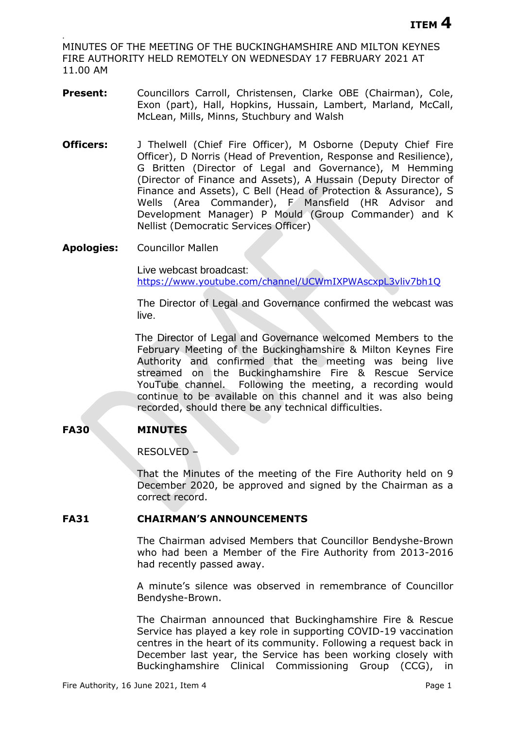**ITEM 4**

MINUTES OF THE MEETING OF THE BUCKINGHAMSHIRE AND MILTON KEYNES FIRE AUTHORITY HELD REMOTELY ON WEDNESDAY 17 FEBRUARY 2021 AT 11.00 AM

**Present:** Councillors Carroll, Christensen, Clarke OBE (Chairman), Cole, Exon (part), Hall, Hopkins, Hussain, Lambert, Marland, McCall, McLean, Mills, Minns, Stuchbury and Walsh

**Officers:** J Thelwell (Chief Fire Officer), M Osborne (Deputy Chief Fire Officer), D Norris (Head of Prevention, Response and Resilience), G Britten (Director of Legal and Governance), M Hemming (Director of Finance and Assets), A Hussain (Deputy Director of Finance and Assets), C Bell (Head of Protection & Assurance), S Wells (Area Commander), F Mansfield (HR Advisor and Development Manager) P Mould (Group Commander) and K Nellist (Democratic Services Officer)

**Apologies:** Councillor Mallen

Live webcast broadcast: https://www.youtube.com/channel/UCWmIXPWAscxpL3vliv7bh1Q

The Director of Legal and Governance confirmed the webcast was live.

The Director of Legal and Governance welcomed Members to the February Meeting of the Buckinghamshire & Milton Keynes Fire Authority and confirmed that the meeting was being live streamed on the Buckinghamshire Fire & Rescue Service YouTube channel. Following the meeting, a recording would continue to be available on this channel and it was also being recorded, should there be any technical difficulties.

## FA30 MINUTES

RESOLVED –

That the Minutes of the meeting of the Fire Authority held on 9 December 2020, be approved and signed by the Chairman as a correct record.

## FA31 CHAIRMAN'S ANNOUNCEMENTS

The Chairman advised Members that Councillor Bendyshe-Brown who had been a Member of the Fire Authority from 2013-2016 had recently passed away.

A minute's silence was observed in remembrance of Councillor Bendyshe-Brown.

The Chairman announced that Buckinghamshire Fire & Rescue Service has played a key role in supporting COVID-19 vaccination centres in the heart of its community. Following a request back in December last year, the Service has been working closely with Buckinghamshire Clinical Commissioning Group (CCG), in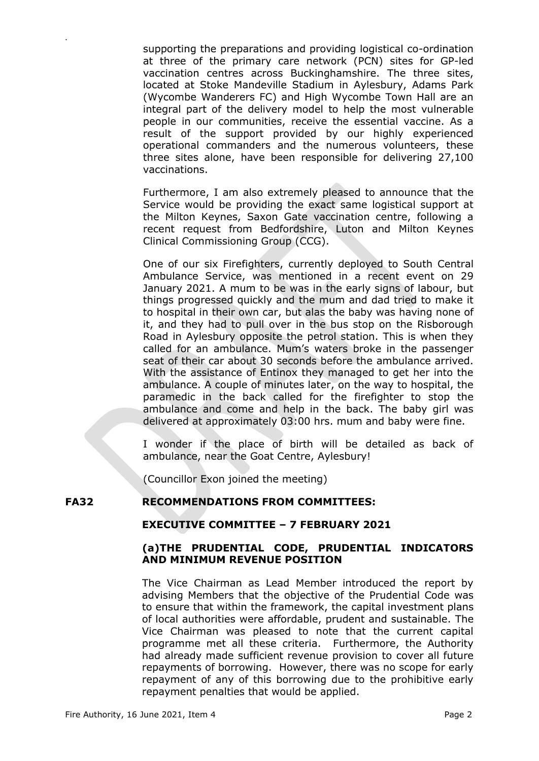supporting the preparations and providing logistical co-ordination at three of the primary care network (PCN) sites for GP-led vaccination centres across Buckinghamshire. The three sites, located at Stoke Mandeville Stadium in Aylesbury, Adams Park (Wycombe Wanderers FC) and High Wycombe Town Hall are an integral part of the delivery model to help the most vulnerable people in our communities, receive the essential vaccine. As a result of the support provided by our highly experienced operational commanders and the numerous volunteers, these three sites alone, have been responsible for delivering 27,100 vaccinations.

Furthermore, I am also extremely pleased to announce that the Service would be providing the exact same logistical support at the Milton Keynes, Saxon Gate vaccination centre, following a recent request from Bedfordshire, Luton and Milton Keynes Clinical Commissioning Group (CCG).

One of our six Firefighters, currently deployed to South Central Ambulance Service, was mentioned in a recent event on 29 January 2021. A mum to be was in the early signs of labour, but things progressed quickly and the mum and dad tried to make it to hospital in their own car, but alas the baby was having none of it, and they had to pull over in the bus stop on the Risborough Road in Aylesbury opposite the petrol station. This is when they called for an ambulance. Mum's waters broke in the passenger seat of their car about 30 seconds before the ambulance arrived. With the assistance of Entinox they managed to get her into the ambulance. A couple of minutes later, on the way to hospital, the paramedic in the back called for the firefighter to stop the ambulance and come and help in the back. The baby girl was delivered at approximately 03:00 hrs. mum and baby were fine.

I wonder if the place of birth will be detailed as back of ambulance, near the Goat Centre, Aylesbury!

(Councillor Exon joined the meeting)

## FA32 RECOMMENDATIONS FROM COMMITTEES:

### EXECUTIVE COMMITTEE – 7 FEBRUARY 2021

### (a) THE PRUDENTIAL CODE, PRUDENTIAL INDICATORS AND MINIMUM REVENUE POSITION

The Vice Chairman as Lead Member introduced the report by advising Members that the objective of the Prudential Code was to ensure that within the framework, the capital investment plans of local authorities were affordable, prudent and sustainable. The Vice Chairman was pleased to note that the current capital programme met all these criteria. Furthermore, the Authority had already made sufficient revenue provision to cover all future repayments of borrowing. However, there was no scope for early repayment of any of this borrowing due to the prohibitive early repayment penalties that would be applied.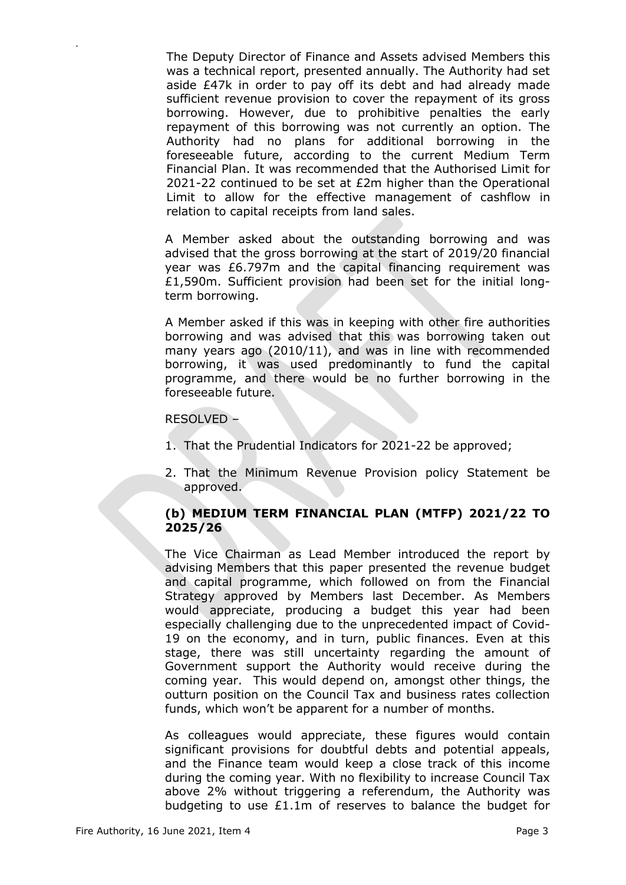The Deputy Director of Finance and Assets advised Members this was a technical report, presented annually. The Authority had set aside £47k in order to pay off its debt and had already made sufficient revenue provision to cover the repayment of its gross borrowing. However, due to prohibitive penalties the early repayment of this borrowing was not currently an option. The Authority had no plans for additional borrowing in the foreseeable future, according to the current Medium Term Financial Plan. It was recommended that the Authorised Limit for 2021-22 continued to be set at £2m higher than the Operational Limit to allow for the effective management of cashflow in relation to capital receipts from land sales.

A Member asked about the outstanding borrowing and was advised that the gross borrowing at the start of 2019/20 financial year was £6.797m and the capital financing requirement was £1,590m. Sufficient provision had been set for the initial long-term borrowing.

A Member asked if this was in keeping with other fire authorities borrowing and was advised that this was borrowing taken out many years ago (2010/11), and was in line with recommended borrowing, it was used predominantly to fund the capital programme, and there would be no further borrowing in the foreseeable future.

RESOLVED –

1. That the Prudential Indicators for 2021-22 be approved;
2. That the Minimum Revenue Provision policy Statement be approved.

### (b) MEDIUM TERM FINANCIAL PLAN (MTFP) 2021/22 TO 2025/26

The Vice Chairman as Lead Member introduced the report by advising Members that this paper presented the revenue budget and capital programme, which followed on from the Financial Strategy approved by Members last December. As Members would appreciate, producing a budget this year had been especially challenging due to the unprecedented impact of Covid-19 on the economy, and in turn, public finances. Even at this stage, there was still uncertainty regarding the amount of Government support the Authority would receive during the coming year. This would depend on, amongst other things, the outturn position on the Council Tax and business rates collection funds, which won't be apparent for a number of months.

As colleagues would appreciate, these figures would contain significant provisions for doubtful debts and potential appeals, and the Finance team would keep a close track of this income during the coming year. With no flexibility to increase Council Tax above 2% without triggering a referendum, the Authority was budgeting to use £1.1m of reserves to balance the budget for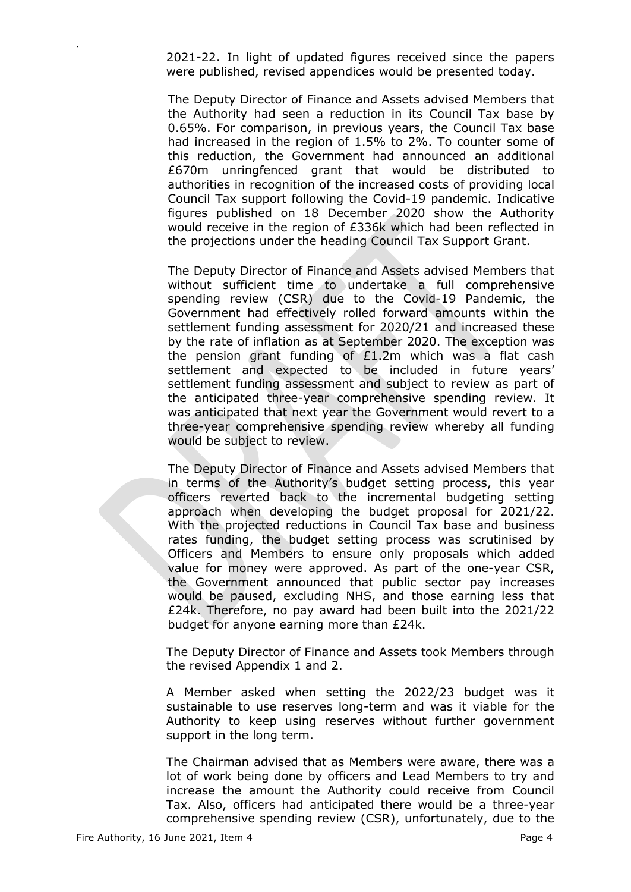2021-22. In light of updated figures received since the papers were published, revised appendices would be presented today.

The Deputy Director of Finance and Assets advised Members that the Authority had seen a reduction in its Council Tax base by 0.65%. For comparison, in previous years, the Council Tax base had increased in the region of 1.5% to 2%. To counter some of this reduction, the Government had announced an additional £670m unringfenced grant that would be distributed to authorities in recognition of the increased costs of providing local Council Tax support following the Covid-19 pandemic. Indicative figures published on 18 December 2020 show the Authority would receive in the region of £336k which had been reflected in the projections under the heading Council Tax Support Grant.

The Deputy Director of Finance and Assets advised Members that without sufficient time to undertake a full comprehensive spending review (CSR) due to the Covid-19 Pandemic, the Government had effectively rolled forward amounts within the settlement funding assessment for 2020/21 and increased these by the rate of inflation as at September 2020. The exception was the pension grant funding of £1.2m which was a flat cash settlement and expected to be included in future years' settlement funding assessment and subject to review as part of the anticipated three-year comprehensive spending review. It was anticipated that next year the Government would revert to a three-year comprehensive spending review whereby all funding would be subject to review.

The Deputy Director of Finance and Assets advised Members that in terms of the Authority's budget setting process, this year officers reverted back to the incremental budgeting setting approach when developing the budget proposal for 2021/22. With the projected reductions in Council Tax base and business rates funding, the budget setting process was scrutinised by Officers and Members to ensure only proposals which added value for money were approved. As part of the one-year CSR, the Government announced that public sector pay increases would be paused, excluding NHS, and those earning less that £24k. Therefore, no pay award had been built into the 2021/22 budget for anyone earning more than £24k.

The Deputy Director of Finance and Assets took Members through the revised Appendix 1 and 2.

A Member asked when setting the 2022/23 budget was it sustainable to use reserves long-term and was it viable for the Authority to keep using reserves without further government support in the long term.

The Chairman advised that as Members were aware, there was a lot of work being done by officers and Lead Members to try and increase the amount the Authority could receive from Council Tax. Also, officers had anticipated there would be a three-year comprehensive spending review (CSR), unfortunately, due to the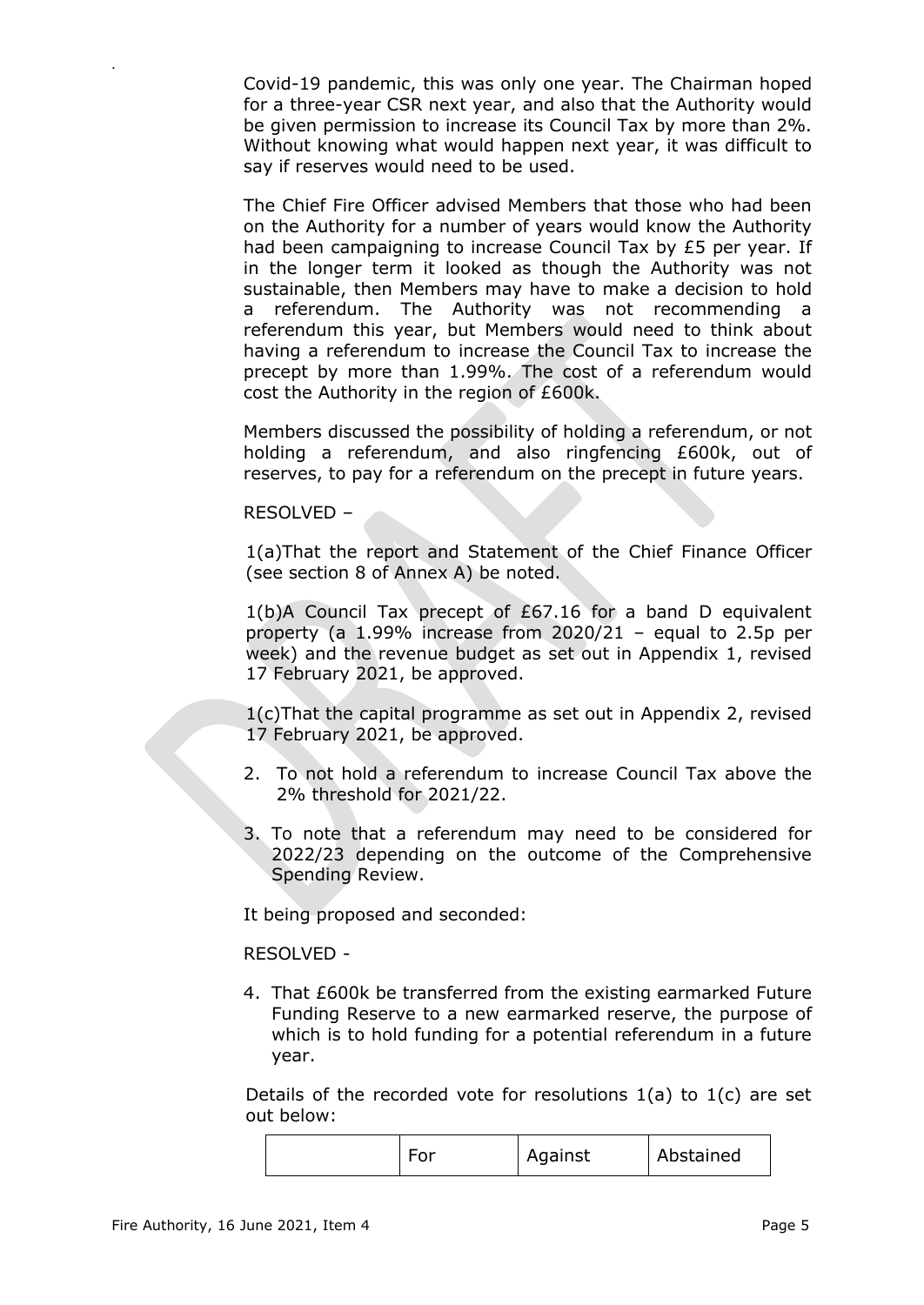Covid-19 pandemic, this was only one year. The Chairman hoped for a three-year CSR next year, and also that the Authority would be given permission to increase its Council Tax by more than 2%. Without knowing what would happen next year, it was difficult to say if reserves would need to be used.

The Chief Fire Officer advised Members that those who had been on the Authority for a number of years would know the Authority had been campaigning to increase Council Tax by £5 per year. If in the longer term it looked as though the Authority was not sustainable, then Members may have to make a decision to hold a referendum. The Authority was not recommending a referendum this year, but Members would need to think about having a referendum to increase the Council Tax to increase the precept by more than 1.99%. The cost of a referendum would cost the Authority in the region of £600k.

Members discussed the possibility of holding a referendum, or not holding a referendum, and also ringfencing £600k, out of reserves, to pay for a referendum on the precept in future years.

RESOLVED –

1(a)That the report and Statement of the Chief Finance Officer (see section 8 of Annex A) be noted.

1(b)A Council Tax precept of £67.16 for a band D equivalent property (a 1.99% increase from 2020/21 – equal to 2.5p per week) and the revenue budget as set out in Appendix 1, revised 17 February 2021, be approved.

1(c)That the capital programme as set out in Appendix 2, revised 17 February 2021, be approved.

2. To not hold a referendum to increase Council Tax above the 2% threshold for 2021/22.
3. To note that a referendum may need to be considered for 2022/23 depending on the outcome of the Comprehensive Spending Review.

It being proposed and seconded:

RESOLVED -

4. That £600k be transferred from the existing earmarked Future Funding Reserve to a new earmarked reserve, the purpose of which is to hold funding for a potential referendum in a future year.

Details of the recorded vote for resolutions 1(a) to 1(c) are set out below:

| | For | Against | Abstained |
|---|---|---|---|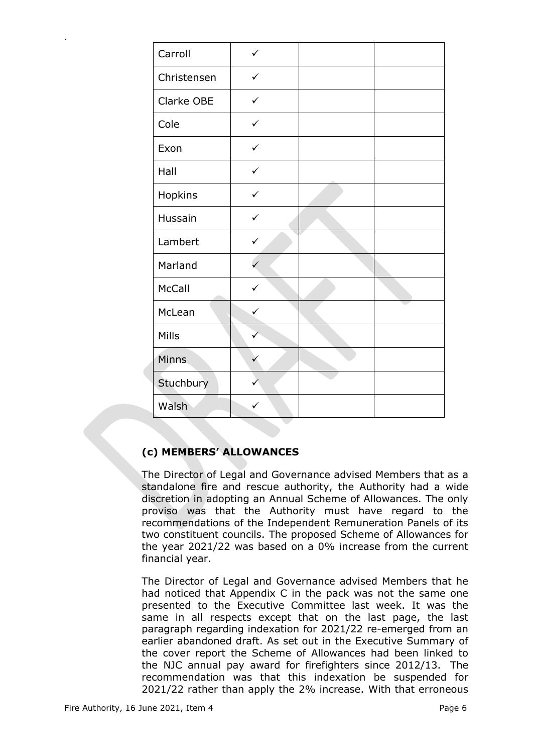| | | | |
|---|---|---|---|
| Carroll | ✓ | | |
| Christensen | ✓ | | |
| Clarke OBE | ✓ | | |
| Cole | ✓ | | |
| Exon | ✓ | | |
| Hall | ✓ | | |
| Hopkins | ✓ | | |
| Hussain | ✓ | | |
| Lambert | ✓ | | |
| Marland | ✓ | | |
| McCall | ✓ | | |
| McLean | ✓ | | |
| Mills | ✓ | | |
| Minns | ✓ | | |
| Stuchbury | ✓ | | |
| Walsh | ✓ | | |

### (c) MEMBERS' ALLOWANCES

The Director of Legal and Governance advised Members that as a standalone fire and rescue authority, the Authority had a wide discretion in adopting an Annual Scheme of Allowances. The only proviso was that the Authority must have regard to the recommendations of the Independent Remuneration Panels of its two constituent councils. The proposed Scheme of Allowances for the year 2021/22 was based on a 0% increase from the current financial year.

The Director of Legal and Governance advised Members that he had noticed that Appendix C in the pack was not the same one presented to the Executive Committee last week. It was the same in all respects except that on the last page, the last paragraph regarding indexation for 2021/22 re-emerged from an earlier abandoned draft. As set out in the Executive Summary of the cover report the Scheme of Allowances had been linked to the NJC annual pay award for firefighters since 2012/13. The recommendation was that this indexation be suspended for 2021/22 rather than apply the 2% increase. With that erroneous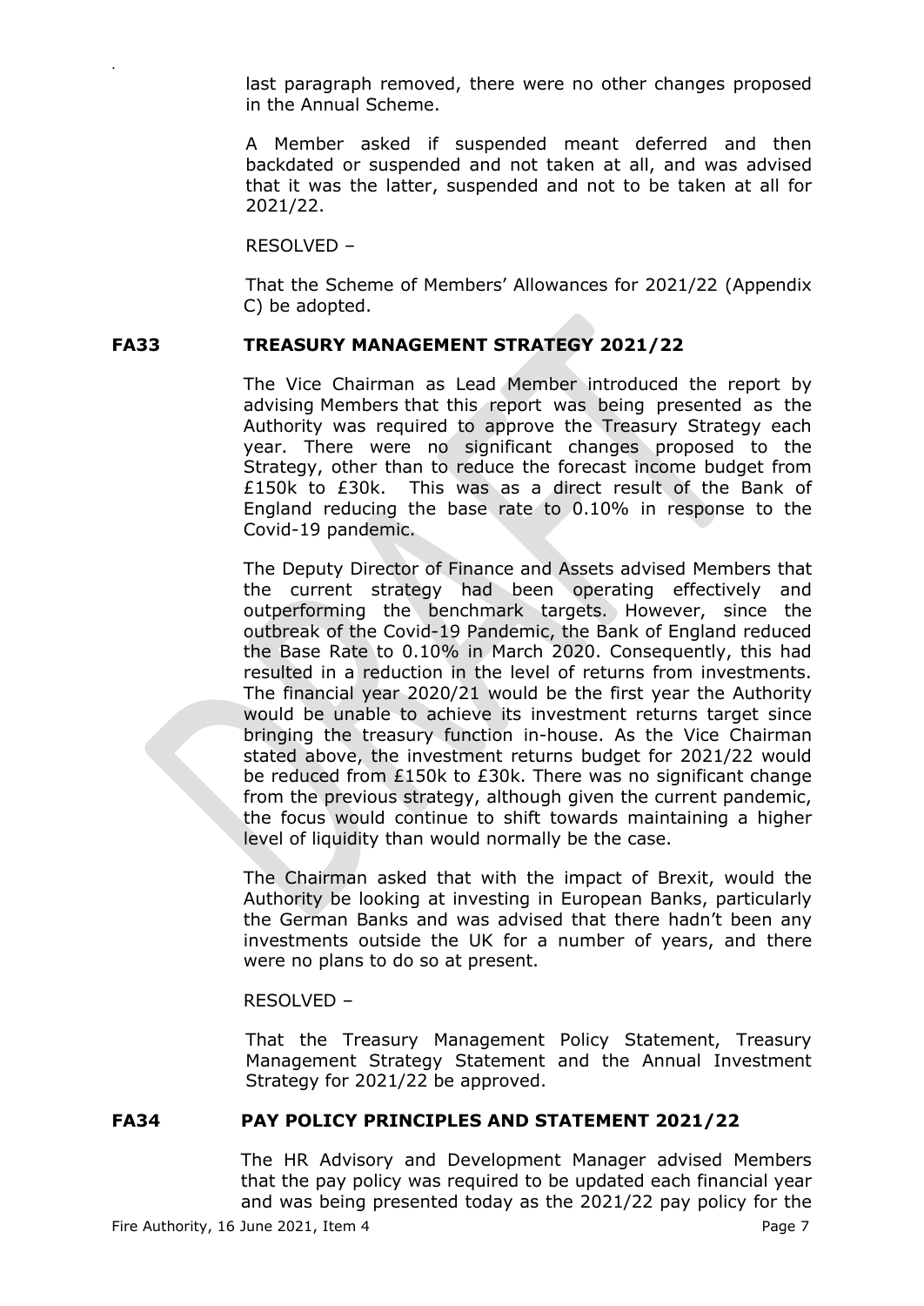last paragraph removed, there were no other changes proposed in the Annual Scheme.

A Member asked if suspended meant deferred and then backdated or suspended and not taken at all, and was advised that it was the latter, suspended and not to be taken at all for 2021/22.

RESOLVED –

That the Scheme of Members' Allowances for 2021/22 (Appendix C) be adopted.

## FA33 TREASURY MANAGEMENT STRATEGY 2021/22

The Vice Chairman as Lead Member introduced the report by advising Members that this report was being presented as the Authority was required to approve the Treasury Strategy each year. There were no significant changes proposed to the Strategy, other than to reduce the forecast income budget from £150k to £30k. This was as a direct result of the Bank of England reducing the base rate to 0.10% in response to the Covid-19 pandemic.

The Deputy Director of Finance and Assets advised Members that the current strategy had been operating effectively and outperforming the benchmark targets. However, since the outbreak of the Covid-19 Pandemic, the Bank of England reduced the Base Rate to 0.10% in March 2020. Consequently, this had resulted in a reduction in the level of returns from investments. The financial year 2020/21 would be the first year the Authority would be unable to achieve its investment returns target since bringing the treasury function in-house. As the Vice Chairman stated above, the investment returns budget for 2021/22 would be reduced from £150k to £30k. There was no significant change from the previous strategy, although given the current pandemic, the focus would continue to shift towards maintaining a higher level of liquidity than would normally be the case.

The Chairman asked that with the impact of Brexit, would the Authority be looking at investing in European Banks, particularly the German Banks and was advised that there hadn't been any investments outside the UK for a number of years, and there were no plans to do so at present.

RESOLVED –

That the Treasury Management Policy Statement, Treasury Management Strategy Statement and the Annual Investment Strategy for 2021/22 be approved.

## FA34 PAY POLICY PRINCIPLES AND STATEMENT 2021/22

The HR Advisory and Development Manager advised Members that the pay policy was required to be updated each financial year and was being presented today as the 2021/22 pay policy for the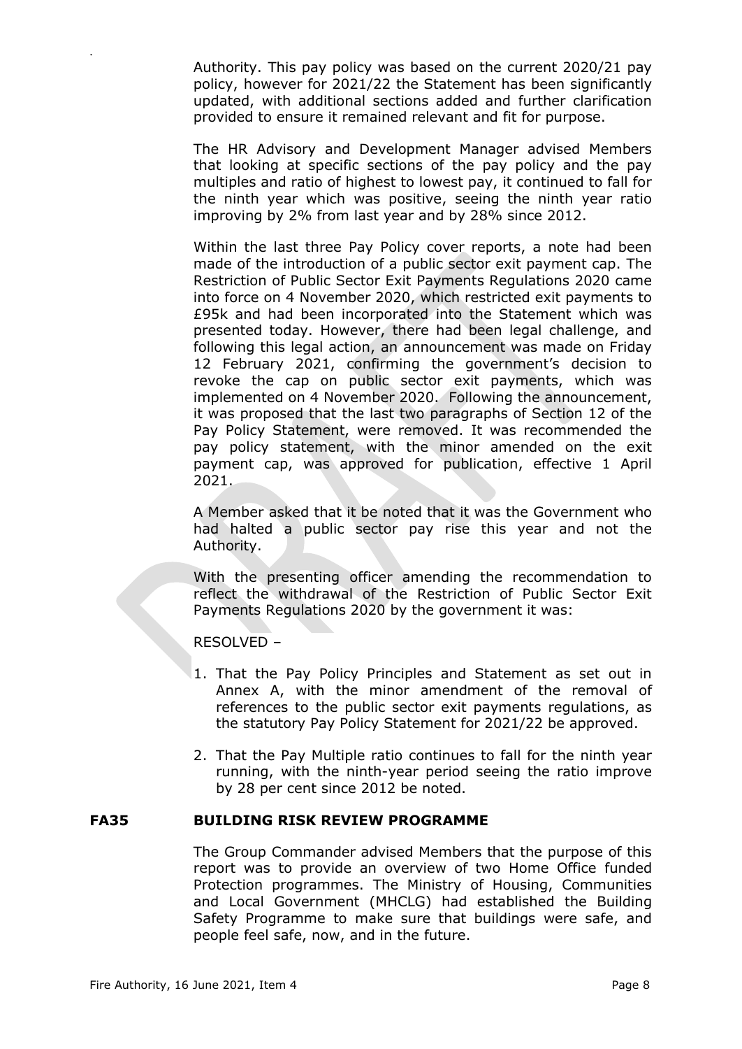Authority. This pay policy was based on the current 2020/21 pay policy, however for 2021/22 the Statement has been significantly updated, with additional sections added and further clarification provided to ensure it remained relevant and fit for purpose.

The HR Advisory and Development Manager advised Members that looking at specific sections of the pay policy and the pay multiples and ratio of highest to lowest pay, it continued to fall for the ninth year which was positive, seeing the ninth year ratio improving by 2% from last year and by 28% since 2012.

Within the last three Pay Policy cover reports, a note had been made of the introduction of a public sector exit payment cap. The Restriction of Public Sector Exit Payments Regulations 2020 came into force on 4 November 2020, which restricted exit payments to £95k and had been incorporated into the Statement which was presented today. However, there had been legal challenge, and following this legal action, an announcement was made on Friday 12 February 2021, confirming the government's decision to revoke the cap on public sector exit payments, which was implemented on 4 November 2020. Following the announcement, it was proposed that the last two paragraphs of Section 12 of the Pay Policy Statement, were removed. It was recommended the pay policy statement, with the minor amended on the exit payment cap, was approved for publication, effective 1 April 2021.

A Member asked that it be noted that it was the Government who had halted a public sector pay rise this year and not the Authority.

With the presenting officer amending the recommendation to reflect the withdrawal of the Restriction of Public Sector Exit Payments Regulations 2020 by the government it was:

RESOLVED –

1. That the Pay Policy Principles and Statement as set out in Annex A, with the minor amendment of the removal of references to the public sector exit payments regulations, as the statutory Pay Policy Statement for 2021/22 be approved.
2. That the Pay Multiple ratio continues to fall for the ninth year running, with the ninth-year period seeing the ratio improve by 28 per cent since 2012 be noted.

**FA35 BUILDING RISK REVIEW PROGRAMME**

The Group Commander advised Members that the purpose of this report was to provide an overview of two Home Office funded Protection programmes. The Ministry of Housing, Communities and Local Government (MHCLG) had established the Building Safety Programme to make sure that buildings were safe, and people feel safe, now, and in the future.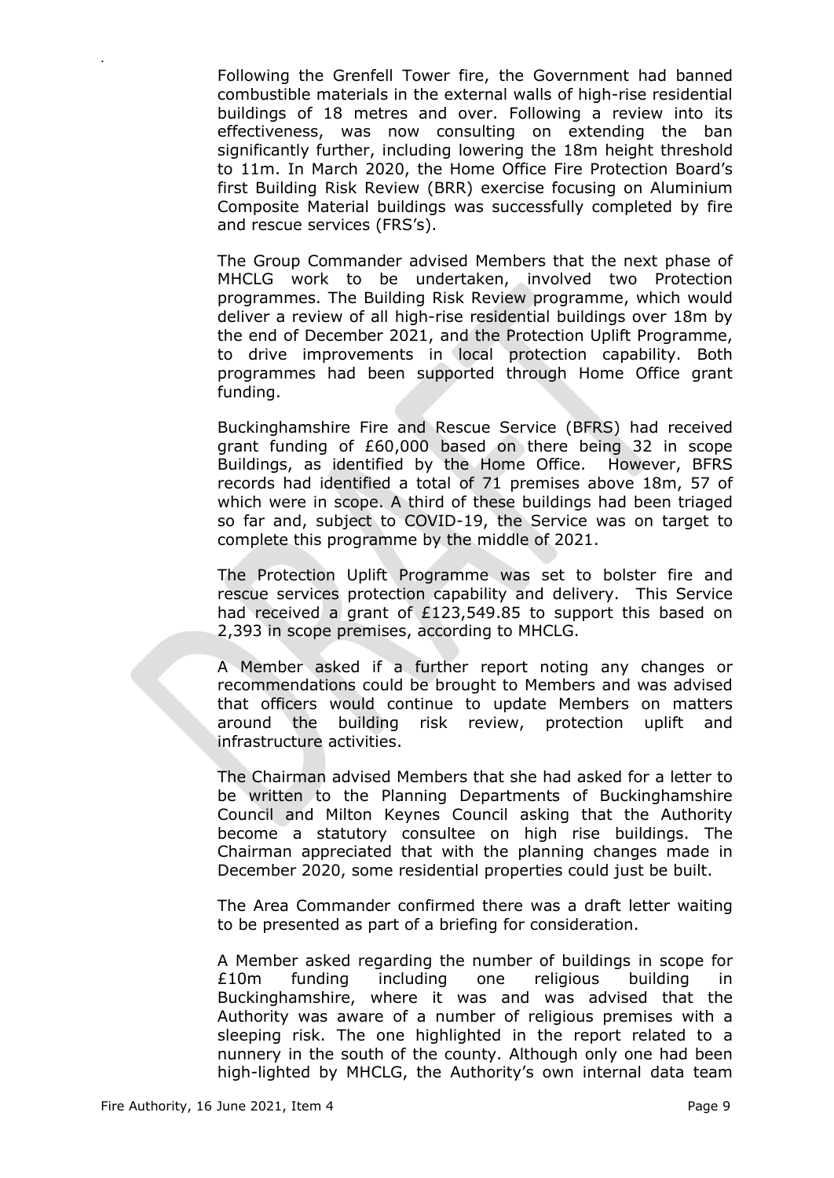Following the Grenfell Tower fire, the Government had banned combustible materials in the external walls of high-rise residential buildings of 18 metres and over. Following a review into its effectiveness, was now consulting on extending the ban significantly further, including lowering the 18m height threshold to 11m. In March 2020, the Home Office Fire Protection Board's first Building Risk Review (BRR) exercise focusing on Aluminium Composite Material buildings was successfully completed by fire and rescue services (FRS's).

The Group Commander advised Members that the next phase of MHCLG work to be undertaken, involved two Protection programmes. The Building Risk Review programme, which would deliver a review of all high-rise residential buildings over 18m by the end of December 2021, and the Protection Uplift Programme, to drive improvements in local protection capability. Both programmes had been supported through Home Office grant funding.

Buckinghamshire Fire and Rescue Service (BFRS) had received grant funding of £60,000 based on there being 32 in scope Buildings, as identified by the Home Office. However, BFRS records had identified a total of 71 premises above 18m, 57 of which were in scope. A third of these buildings had been triaged so far and, subject to COVID-19, the Service was on target to complete this programme by the middle of 2021.

The Protection Uplift Programme was set to bolster fire and rescue services protection capability and delivery. This Service had received a grant of £123,549.85 to support this based on 2,393 in scope premises, according to MHCLG.

A Member asked if a further report noting any changes or recommendations could be brought to Members and was advised that officers would continue to update Members on matters around the building risk review, protection uplift and infrastructure activities.

The Chairman advised Members that she had asked for a letter to be written to the Planning Departments of Buckinghamshire Council and Milton Keynes Council asking that the Authority become a statutory consultee on high rise buildings. The Chairman appreciated that with the planning changes made in December 2020, some residential properties could just be built.

The Area Commander confirmed there was a draft letter waiting to be presented as part of a briefing for consideration.

A Member asked regarding the number of buildings in scope for £10m funding including one religious building in Buckinghamshire, where it was and was advised that the Authority was aware of a number of religious premises with a sleeping risk. The one highlighted in the report related to a nunnery in the south of the county. Although only one had been high-lighted by MHCLG, the Authority's own internal data team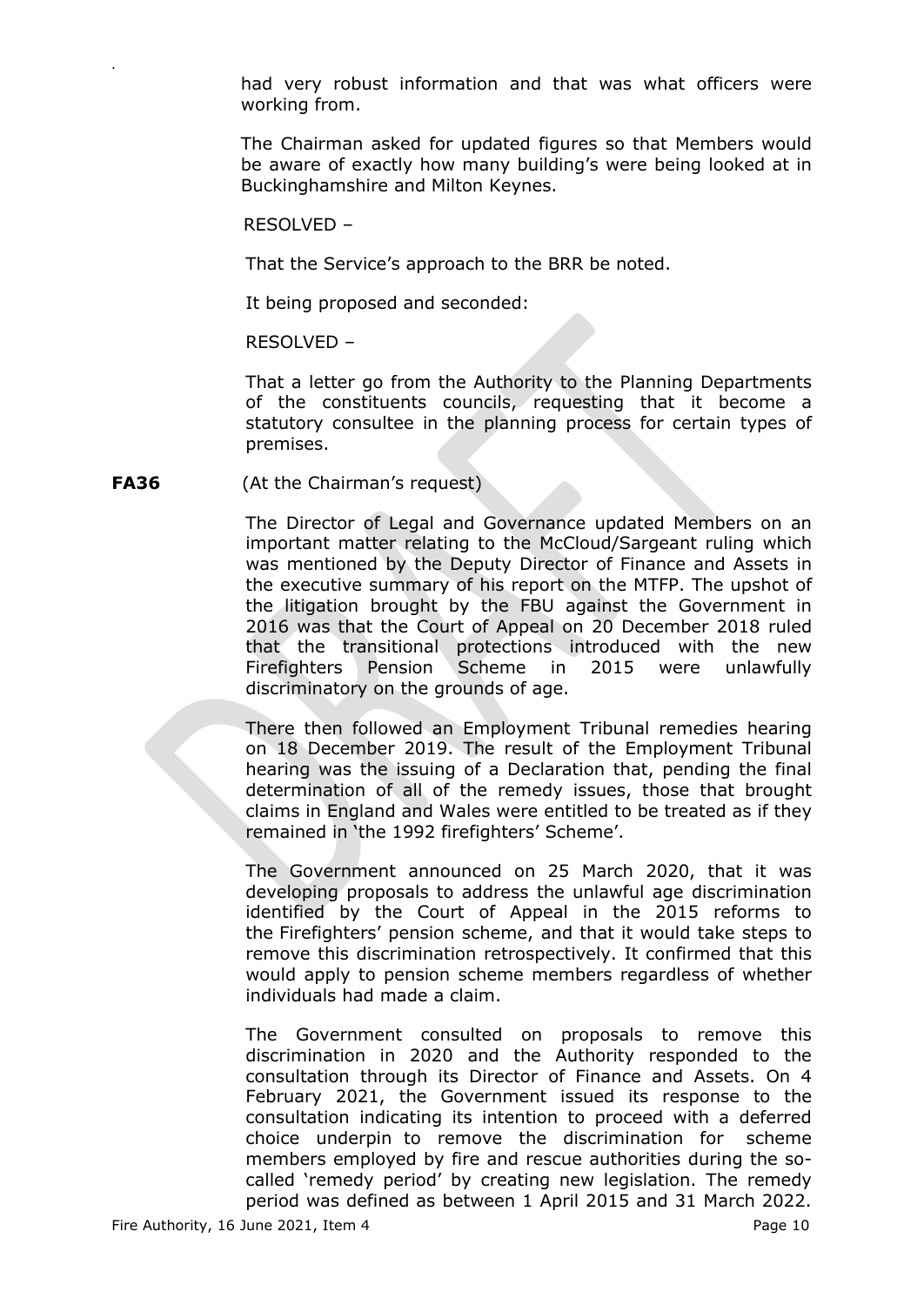had very robust information and that was what officers were working from.

The Chairman asked for updated figures so that Members would be aware of exactly how many building's were being looked at in Buckinghamshire and Milton Keynes.

RESOLVED –

That the Service's approach to the BRR be noted.

It being proposed and seconded:

RESOLVED –

That a letter go from the Authority to the Planning Departments of the constituents councils, requesting that it become a statutory consultee in the planning process for certain types of premises.

**FA36** (At the Chairman's request)

The Director of Legal and Governance updated Members on an important matter relating to the McCloud/Sargeant ruling which was mentioned by the Deputy Director of Finance and Assets in the executive summary of his report on the MTFP. The upshot of the litigation brought by the FBU against the Government in 2016 was that the Court of Appeal on 20 December 2018 ruled that the transitional protections introduced with the new Firefighters Pension Scheme in 2015 were unlawfully discriminatory on the grounds of age.

There then followed an Employment Tribunal remedies hearing on 18 December 2019. The result of the Employment Tribunal hearing was the issuing of a Declaration that, pending the final determination of all of the remedy issues, those that brought claims in England and Wales were entitled to be treated as if they remained in 'the 1992 firefighters' Scheme'.

The Government announced on 25 March 2020, that it was developing proposals to address the unlawful age discrimination identified by the Court of Appeal in the 2015 reforms to the Firefighters' pension scheme, and that it would take steps to remove this discrimination retrospectively. It confirmed that this would apply to pension scheme members regardless of whether individuals had made a claim.

The Government consulted on proposals to remove this discrimination in 2020 and the Authority responded to the consultation through its Director of Finance and Assets. On 4 February 2021, the Government issued its response to the consultation indicating its intention to proceed with a deferred choice underpin to remove the discrimination for scheme members employed by fire and rescue authorities during the so-called 'remedy period' by creating new legislation. The remedy period was defined as between 1 April 2015 and 31 March 2022.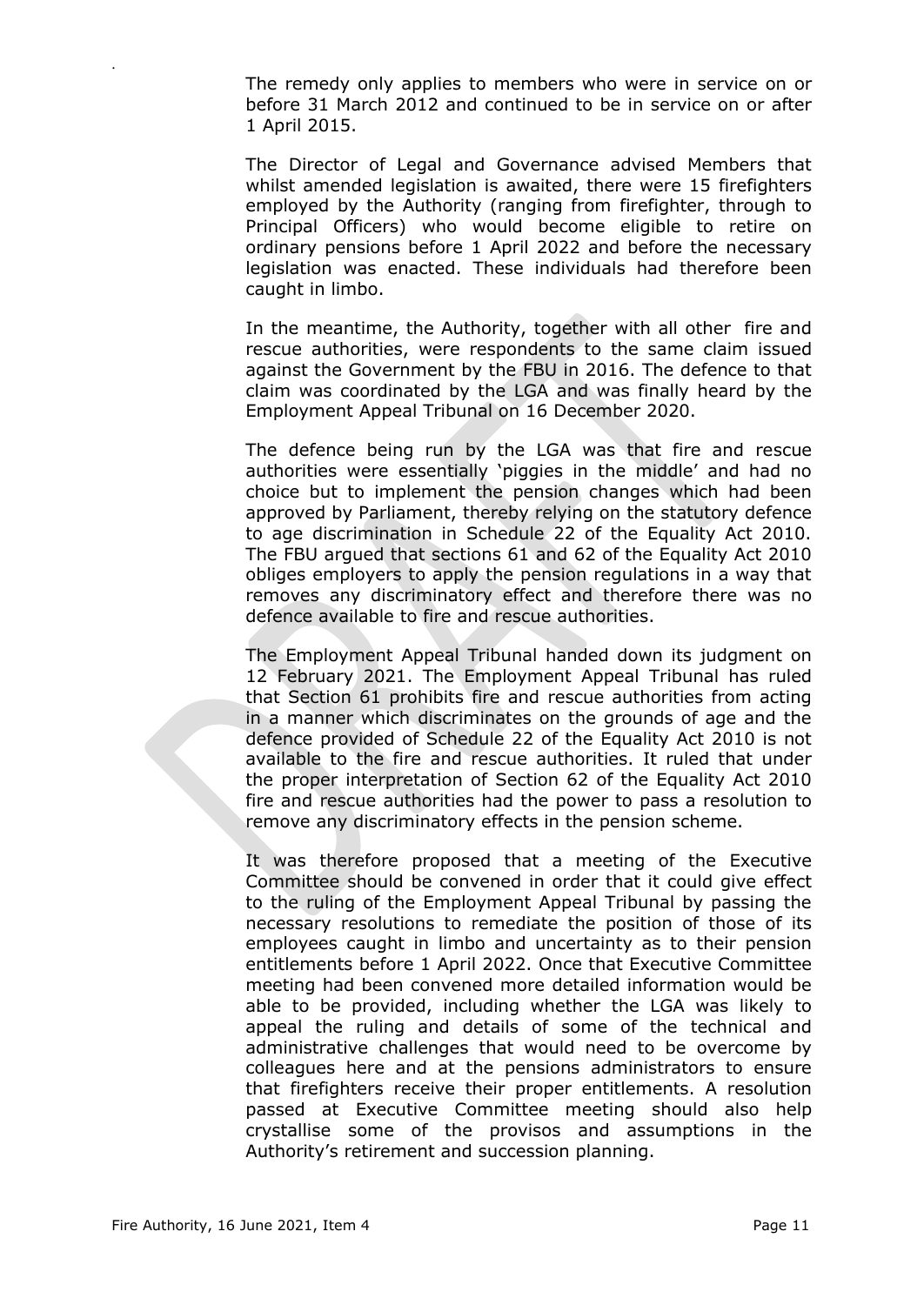The remedy only applies to members who were in service on or before 31 March 2012 and continued to be in service on or after 1 April 2015.

The Director of Legal and Governance advised Members that whilst amended legislation is awaited, there were 15 firefighters employed by the Authority (ranging from firefighter, through to Principal Officers) who would become eligible to retire on ordinary pensions before 1 April 2022 and before the necessary legislation was enacted. These individuals had therefore been caught in limbo.

In the meantime, the Authority, together with all other fire and rescue authorities, were respondents to the same claim issued against the Government by the FBU in 2016. The defence to that claim was coordinated by the LGA and was finally heard by the Employment Appeal Tribunal on 16 December 2020.

The defence being run by the LGA was that fire and rescue authorities were essentially 'piggies in the middle' and had no choice but to implement the pension changes which had been approved by Parliament, thereby relying on the statutory defence to age discrimination in Schedule 22 of the Equality Act 2010. The FBU argued that sections 61 and 62 of the Equality Act 2010 obliges employers to apply the pension regulations in a way that removes any discriminatory effect and therefore there was no defence available to fire and rescue authorities.

The Employment Appeal Tribunal handed down its judgment on 12 February 2021. The Employment Appeal Tribunal has ruled that Section 61 prohibits fire and rescue authorities from acting in a manner which discriminates on the grounds of age and the defence provided of Schedule 22 of the Equality Act 2010 is not available to the fire and rescue authorities. It ruled that under the proper interpretation of Section 62 of the Equality Act 2010 fire and rescue authorities had the power to pass a resolution to remove any discriminatory effects in the pension scheme.

It was therefore proposed that a meeting of the Executive Committee should be convened in order that it could give effect to the ruling of the Employment Appeal Tribunal by passing the necessary resolutions to remediate the position of those of its employees caught in limbo and uncertainty as to their pension entitlements before 1 April 2022. Once that Executive Committee meeting had been convened more detailed information would be able to be provided, including whether the LGA was likely to appeal the ruling and details of some of the technical and administrative challenges that would need to be overcome by colleagues here and at the pensions administrators to ensure that firefighters receive their proper entitlements. A resolution passed at Executive Committee meeting should also help crystallise some of the provisos and assumptions in the Authority's retirement and succession planning.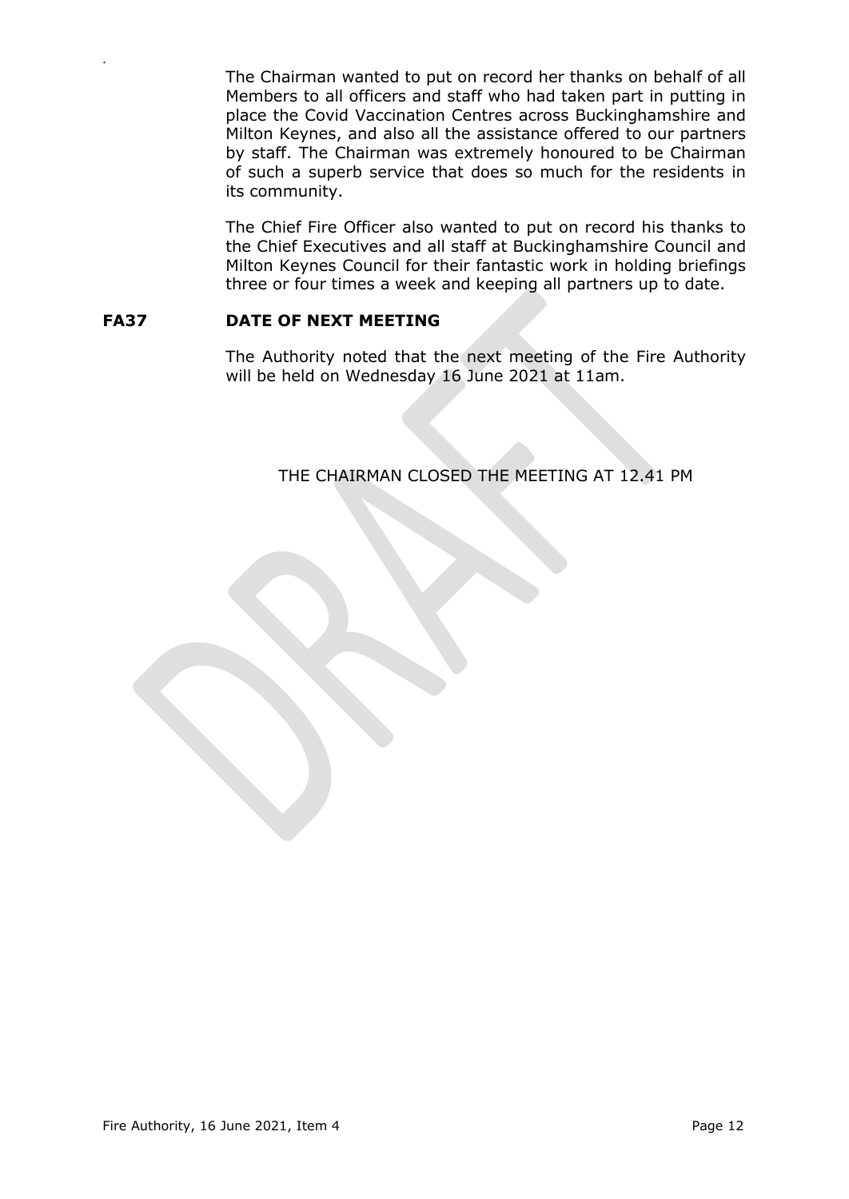The Chairman wanted to put on record her thanks on behalf of all Members to all officers and staff who had taken part in putting in place the Covid Vaccination Centres across Buckinghamshire and Milton Keynes, and also all the assistance offered to our partners by staff. The Chairman was extremely honoured to be Chairman of such a superb service that does so much for the residents in its community.

The Chief Fire Officer also wanted to put on record his thanks to the Chief Executives and all staff at Buckinghamshire Council and Milton Keynes Council for their fantastic work in holding briefings three or four times a week and keeping all partners up to date.

**FA37 DATE OF NEXT MEETING**

The Authority noted that the next meeting of the Fire Authority will be held on Wednesday 16 June 2021 at 11am.

THE CHAIRMAN CLOSED THE MEETING AT 12.41 PM